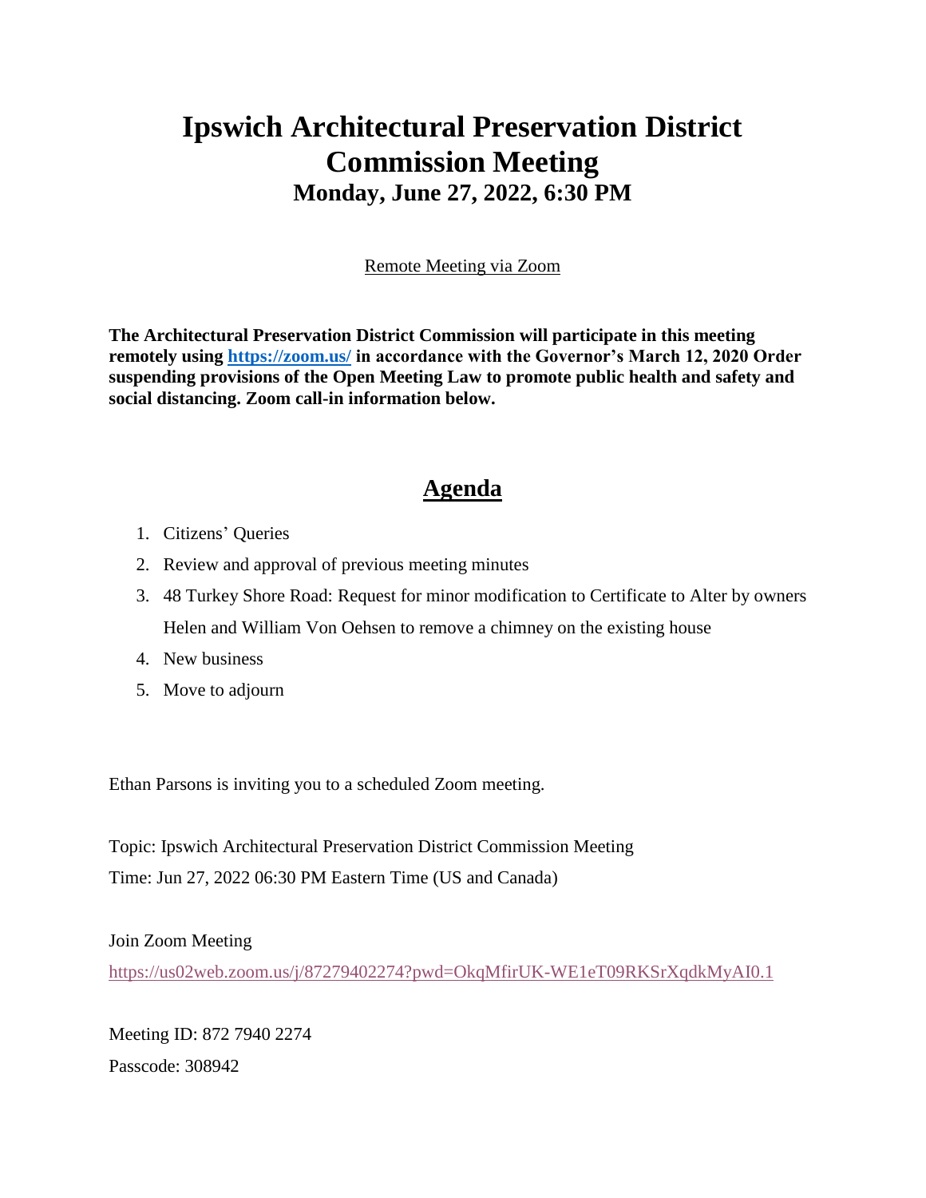# Ipswich Architectural Preservation District Commission Meeting

## Monday, June 27, 2022, 6:30 PM

Remote Meeting via Zoom

**The Architectural Preservation District Commission will participate in this meeting remotely using https://zoom.us/ in accordance with the Governor's March 12, 2020 Order suspending provisions of the Open Meeting Law to promote public health and safety and social distancing. Zoom call-in information below.**

## Agenda

1. Citizens' Queries
2. Review and approval of previous meeting minutes
3. 48 Turkey Shore Road: Request for minor modification to Certificate to Alter by owners Helen and William Von Oehsen to remove a chimney on the existing house
4. New business
5. Move to adjourn

Ethan Parsons is inviting you to a scheduled Zoom meeting.

Topic: Ipswich Architectural Preservation District Commission Meeting
Time: Jun 27, 2022 06:30 PM Eastern Time (US and Canada)

Join Zoom Meeting
https://us02web.zoom.us/j/87279402274?pwd=OkqMfirUK-WE1eT09RKSrXqdkMyAI0.1

Meeting ID: 872 7940 2274
Passcode: 308942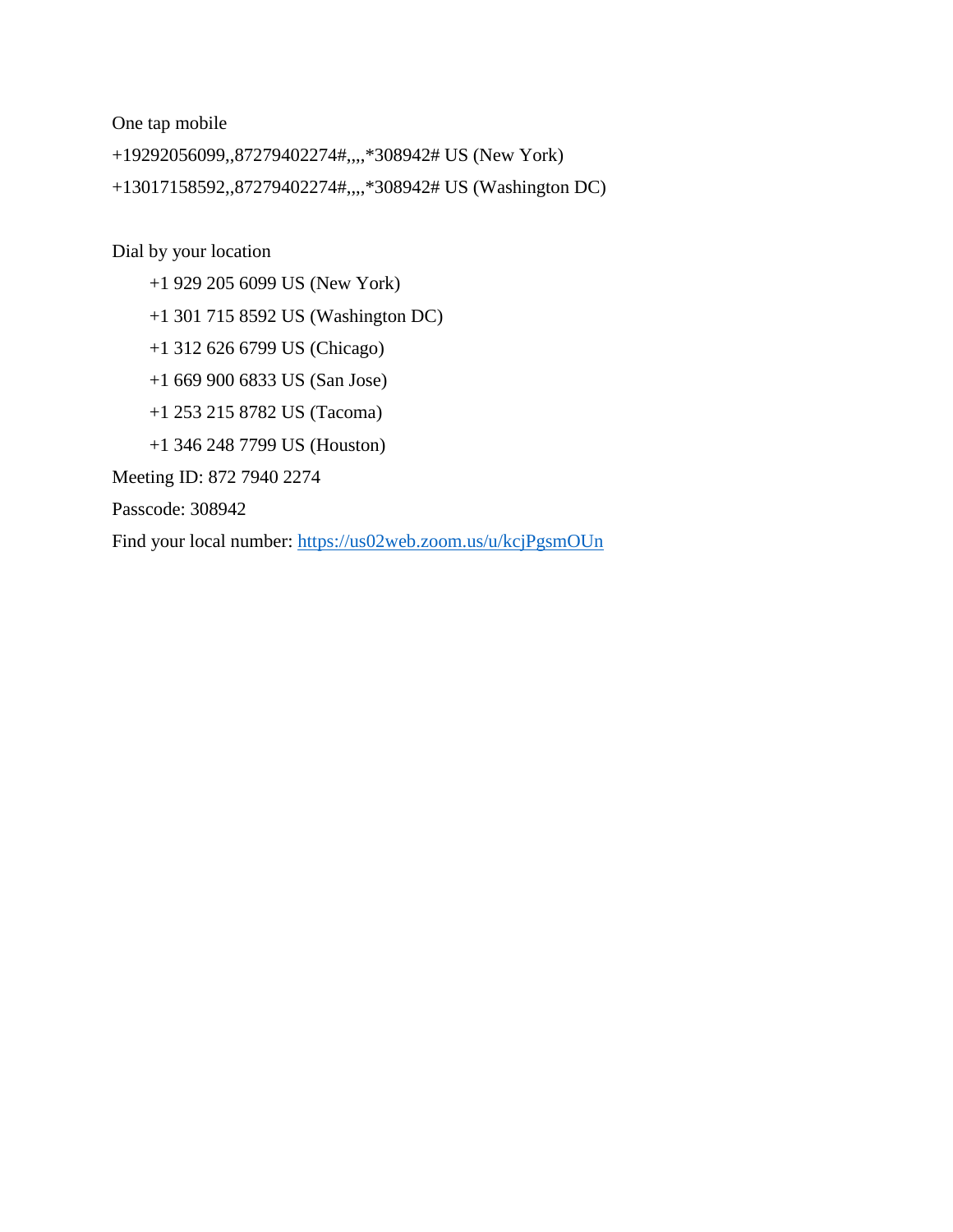One tap mobile

+19292056099,,87279402274#,,,,*308942# US (New York)

+13017158592,,87279402274#,,,,*308942# US (Washington DC)

Dial by your location

    +1 929 205 6099 US (New York)

    +1 301 715 8592 US (Washington DC)

    +1 312 626 6799 US (Chicago)

    +1 669 900 6833 US (San Jose)

    +1 253 215 8782 US (Tacoma)

    +1 346 248 7799 US (Houston)

Meeting ID: 872 7940 2274

Passcode: 308942

Find your local number: [https://us02web.zoom.us/u/kcjPgsmOUn](https://us02web.zoom.us/u/kcjPgsmOUn)